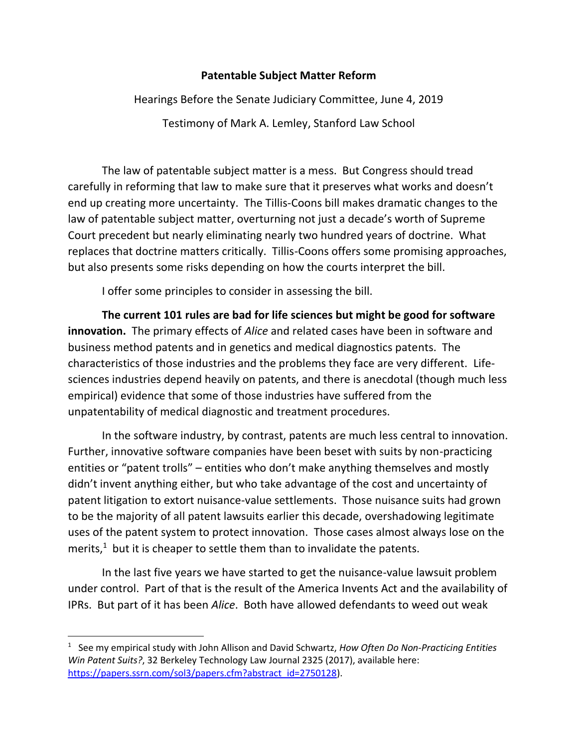# Patentable Subject Matter Reform

Hearings Before the Senate Judiciary Committee, June 4, 2019

Testimony of Mark A. Lemley, Stanford Law School

The law of patentable subject matter is a mess. But Congress should tread carefully in reforming that law to make sure that it preserves what works and doesn't end up creating more uncertainty. The Tillis-Coons bill makes dramatic changes to the law of patentable subject matter, overturning not just a decade's worth of Supreme Court precedent but nearly eliminating nearly two hundred years of doctrine. What replaces that doctrine matters critically. Tillis-Coons offers some promising approaches, but also presents some risks depending on how the courts interpret the bill.

I offer some principles to consider in assessing the bill.

**The current 101 rules are bad for life sciences but might be good for software innovation.** The primary effects of *Alice* and related cases have been in software and business method patents and in genetics and medical diagnostics patents. The characteristics of those industries and the problems they face are very different. Life-sciences industries depend heavily on patents, and there is anecdotal (though much less empirical) evidence that some of those industries have suffered from the unpatentability of medical diagnostic and treatment procedures.

In the software industry, by contrast, patents are much less central to innovation. Further, innovative software companies have been beset with suits by non-practicing entities or "patent trolls" – entities who don't make anything themselves and mostly didn't invent anything either, but who take advantage of the cost and uncertainty of patent litigation to extort nuisance-value settlements. Those nuisance suits had grown to be the majority of all patent lawsuits earlier this decade, overshadowing legitimate uses of the patent system to protect innovation. Those cases almost always lose on the merits,[1] but it is cheaper to settle them than to invalidate the patents.

In the last five years we have started to get the nuisance-value lawsuit problem under control. Part of that is the result of the America Invents Act and the availability of IPRs. But part of it has been *Alice*. Both have allowed defendants to weed out weak

---

[1] See my empirical study with John Allison and David Schwartz, *How Often Do Non-Practicing Entities Win Patent Suits?*, 32 Berkeley Technology Law Journal 2325 (2017), available here: https://papers.ssrn.com/sol3/papers.cfm?abstract_id=2750128).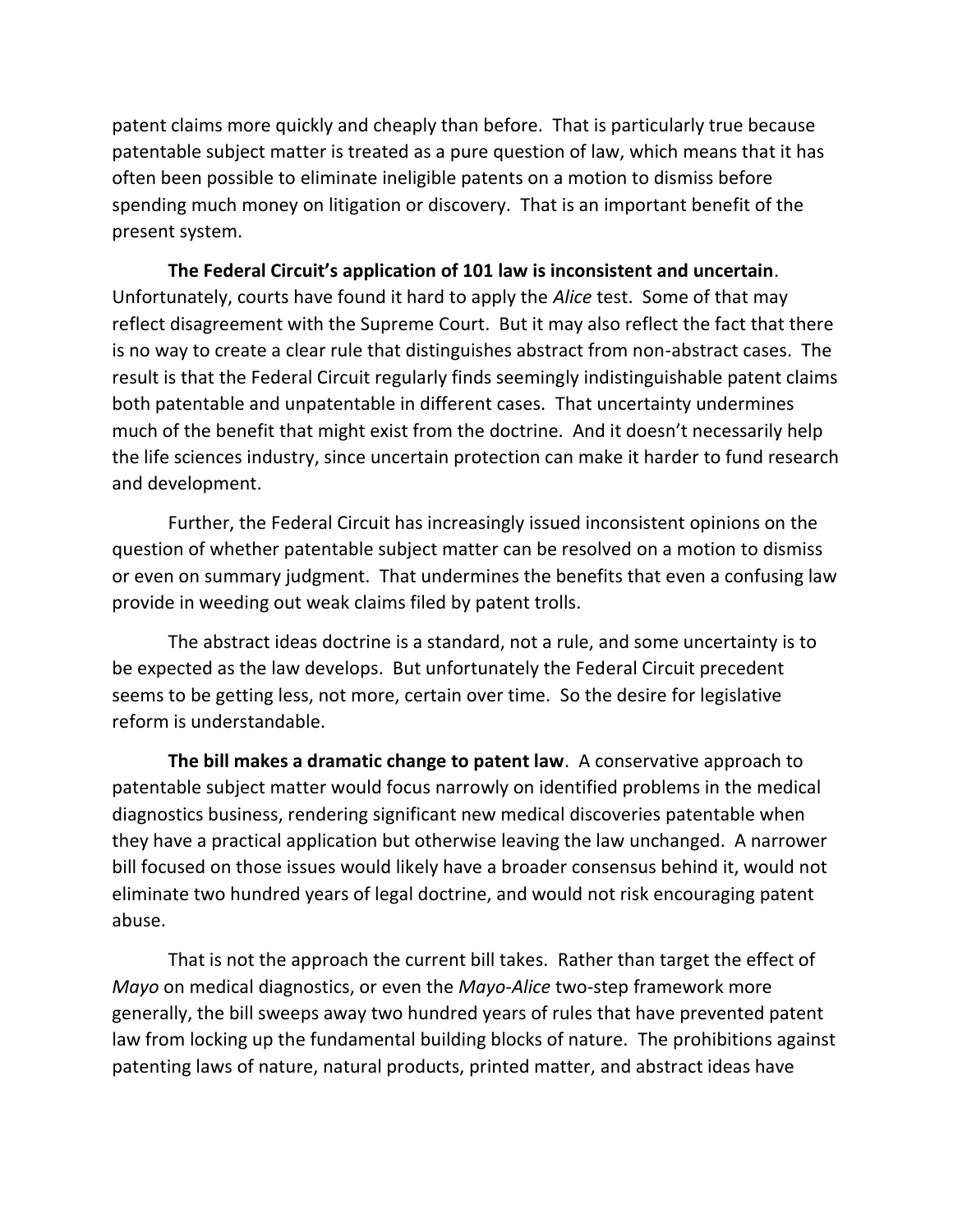patent claims more quickly and cheaply than before. That is particularly true because patentable subject matter is treated as a pure question of law, which means that it has often been possible to eliminate ineligible patents on a motion to dismiss before spending much money on litigation or discovery. That is an important benefit of the present system.

**The Federal Circuit's application of 101 law is inconsistent and uncertain**. Unfortunately, courts have found it hard to apply the *Alice* test. Some of that may reflect disagreement with the Supreme Court. But it may also reflect the fact that there is no way to create a clear rule that distinguishes abstract from non-abstract cases. The result is that the Federal Circuit regularly finds seemingly indistinguishable patent claims both patentable and unpatentable in different cases. That uncertainty undermines much of the benefit that might exist from the doctrine. And it doesn't necessarily help the life sciences industry, since uncertain protection can make it harder to fund research and development.

Further, the Federal Circuit has increasingly issued inconsistent opinions on the question of whether patentable subject matter can be resolved on a motion to dismiss or even on summary judgment. That undermines the benefits that even a confusing law provide in weeding out weak claims filed by patent trolls.

The abstract ideas doctrine is a standard, not a rule, and some uncertainty is to be expected as the law develops. But unfortunately the Federal Circuit precedent seems to be getting less, not more, certain over time. So the desire for legislative reform is understandable.

**The bill makes a dramatic change to patent law**. A conservative approach to patentable subject matter would focus narrowly on identified problems in the medical diagnostics business, rendering significant new medical discoveries patentable when they have a practical application but otherwise leaving the law unchanged. A narrower bill focused on those issues would likely have a broader consensus behind it, would not eliminate two hundred years of legal doctrine, and would not risk encouraging patent abuse.

That is not the approach the current bill takes. Rather than target the effect of *Mayo* on medical diagnostics, or even the *Mayo-Alice* two-step framework more generally, the bill sweeps away two hundred years of rules that have prevented patent law from locking up the fundamental building blocks of nature. The prohibitions against patenting laws of nature, natural products, printed matter, and abstract ideas have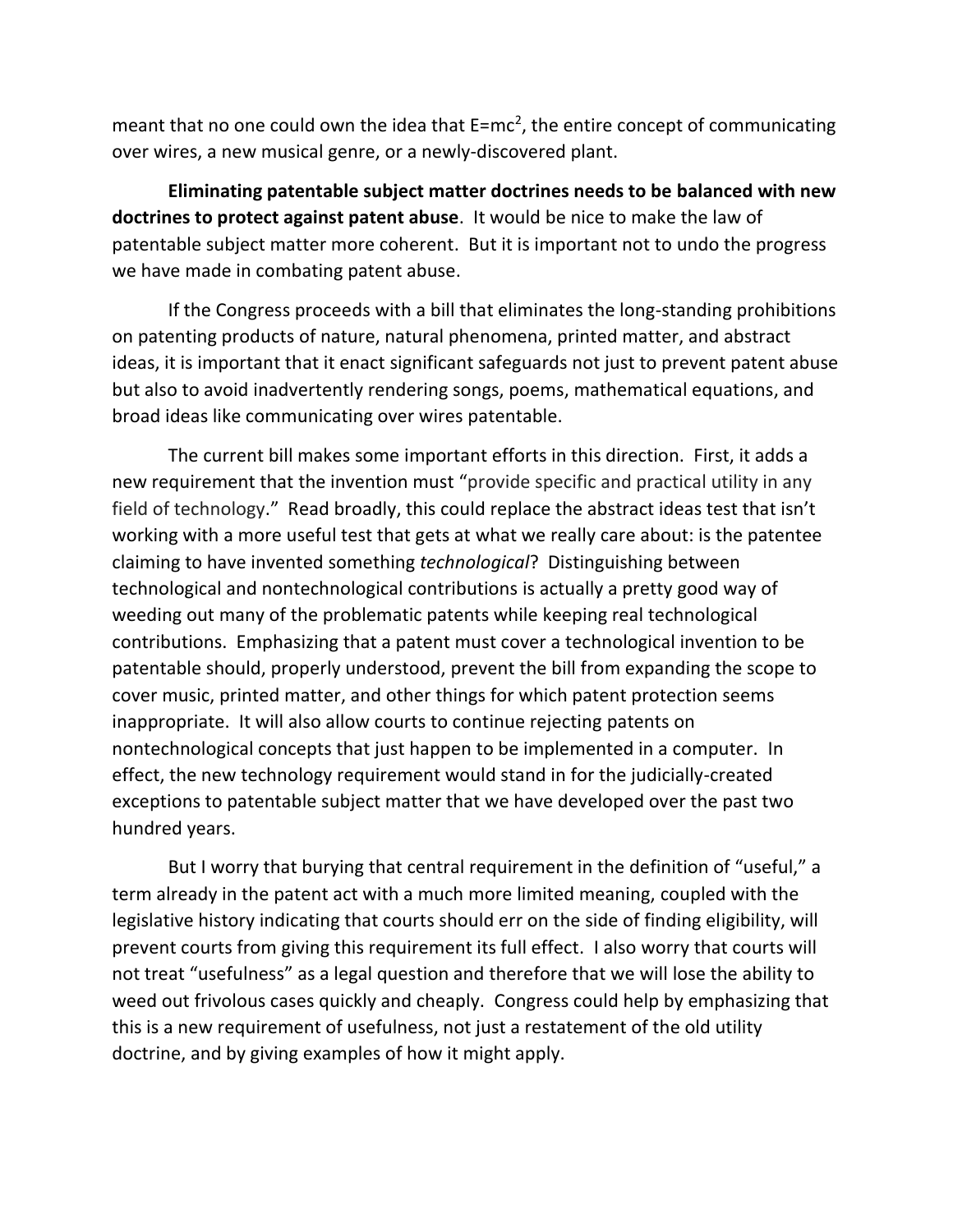meant that no one could own the idea that $E=mc^2$, the entire concept of communicating over wires, a new musical genre, or a newly-discovered plant.

**Eliminating patentable subject matter doctrines needs to be balanced with new doctrines to protect against patent abuse**. It would be nice to make the law of patentable subject matter more coherent. But it is important not to undo the progress we have made in combating patent abuse.

If the Congress proceeds with a bill that eliminates the long-standing prohibitions on patenting products of nature, natural phenomena, printed matter, and abstract ideas, it is important that it enact significant safeguards not just to prevent patent abuse but also to avoid inadvertently rendering songs, poems, mathematical equations, and broad ideas like communicating over wires patentable.

The current bill makes some important efforts in this direction. First, it adds a new requirement that the invention must "provide specific and practical utility in any field of technology." Read broadly, this could replace the abstract ideas test that isn't working with a more useful test that gets at what we really care about: is the patentee claiming to have invented something *technological*? Distinguishing between technological and nontechnological contributions is actually a pretty good way of weeding out many of the problematic patents while keeping real technological contributions. Emphasizing that a patent must cover a technological invention to be patentable should, properly understood, prevent the bill from expanding the scope to cover music, printed matter, and other things for which patent protection seems inappropriate. It will also allow courts to continue rejecting patents on nontechnological concepts that just happen to be implemented in a computer. In effect, the new technology requirement would stand in for the judicially-created exceptions to patentable subject matter that we have developed over the past two hundred years.

But I worry that burying that central requirement in the definition of "useful," a term already in the patent act with a much more limited meaning, coupled with the legislative history indicating that courts should err on the side of finding eligibility, will prevent courts from giving this requirement its full effect. I also worry that courts will not treat "usefulness" as a legal question and therefore that we will lose the ability to weed out frivolous cases quickly and cheaply. Congress could help by emphasizing that this is a new requirement of usefulness, not just a restatement of the old utility doctrine, and by giving examples of how it might apply.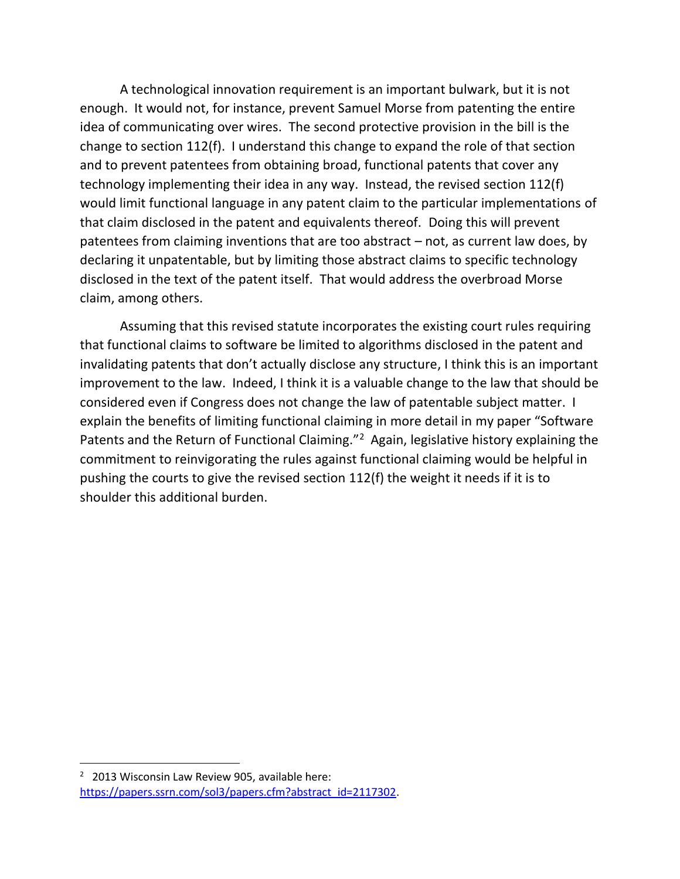A technological innovation requirement is an important bulwark, but it is not enough. It would not, for instance, prevent Samuel Morse from patenting the entire idea of communicating over wires. The second protective provision in the bill is the change to section 112(f). I understand this change to expand the role of that section and to prevent patentees from obtaining broad, functional patents that cover any technology implementing their idea in any way. Instead, the revised section 112(f) would limit functional language in any patent claim to the particular implementations of that claim disclosed in the patent and equivalents thereof. Doing this will prevent patentees from claiming inventions that are too abstract – not, as current law does, by declaring it unpatentable, but by limiting those abstract claims to specific technology disclosed in the text of the patent itself. That would address the overbroad Morse claim, among others.

Assuming that this revised statute incorporates the existing court rules requiring that functional claims to software be limited to algorithms disclosed in the patent and invalidating patents that don't actually disclose any structure, I think this is an important improvement to the law. Indeed, I think it is a valuable change to the law that should be considered even if Congress does not change the law of patentable subject matter. I explain the benefits of limiting functional claiming in more detail in my paper "Software Patents and the Return of Functional Claiming."[2] Again, legislative history explaining the commitment to reinvigorating the rules against functional claiming would be helpful in pushing the courts to give the revised section 112(f) the weight it needs if it is to shoulder this additional burden.

---

[2] 2013 Wisconsin Law Review 905, available here: https://papers.ssrn.com/sol3/papers.cfm?abstract_id=2117302.